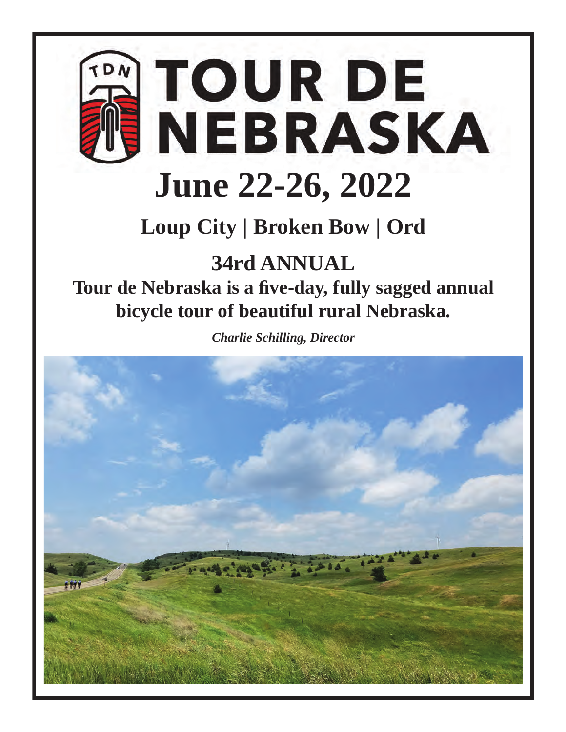# TOUR DE NEBRASKA

# June 22-26, 2022

## Loup City | Broken Bow | Ord

## 34rd ANNUAL

**Tour de Nebraska is a five-day, fully sagged annual bicycle tour of beautiful rural Nebraska.**

***Charlie Schilling, Director***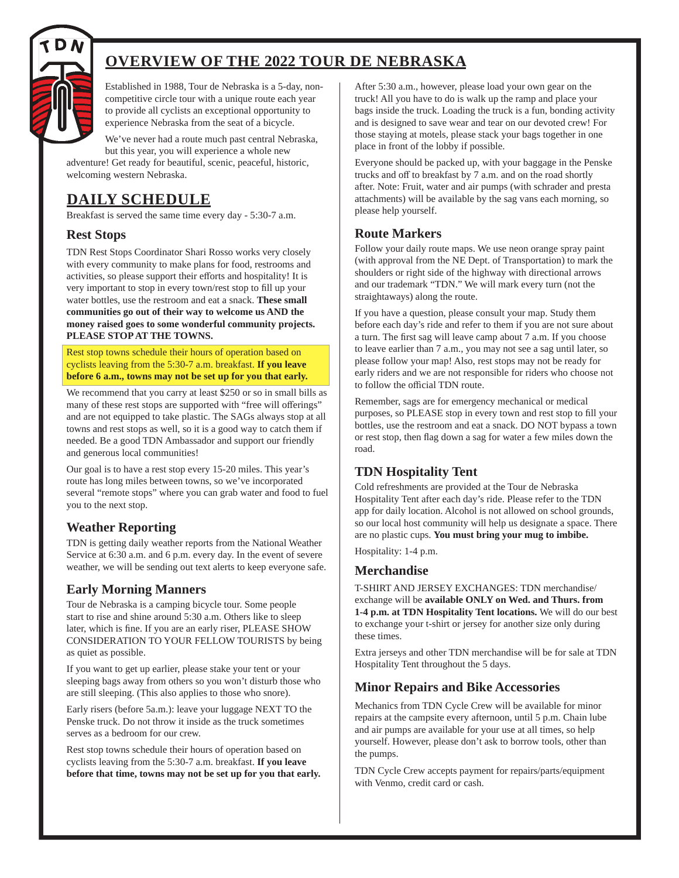# OVERVIEW OF THE 2022 TOUR DE NEBRASKA

Established in 1988, Tour de Nebraska is a 5-day, non-competitive circle tour with a unique route each year to provide all cyclists an exceptional opportunity to experience Nebraska from the seat of a bicycle.

We've never had a route much past central Nebraska, but this year, you will experience a whole new adventure! Get ready for beautiful, scenic, peaceful, historic, welcoming western Nebraska.

## DAILY SCHEDULE

Breakfast is served the same time every day - 5:30-7 a.m.

### Rest Stops

TDN Rest Stops Coordinator Shari Rosso works very closely with every community to make plans for food, restrooms and activities, so please support their efforts and hospitality! It is very important to stop in every town/rest stop to fill up your water bottles, use the restroom and eat a snack. **These small communities go out of their way to welcome us AND the money raised goes to some wonderful community projects. PLEASE STOP AT THE TOWNS.**

Rest stop towns schedule their hours of operation based on cyclists leaving from the 5:30-7 a.m. breakfast. **If you leave before 6 a.m., towns may not be set up for you that early.**

We recommend that you carry at least $250 or so in small bills as many of these rest stops are supported with "free will offerings" and are not equipped to take plastic. The SAGs always stop at all towns and rest stops as well, so it is a good way to catch them if needed. Be a good TDN Ambassador and support our friendly and generous local communities!

Our goal is to have a rest stop every 15-20 miles. This year's route has long miles between towns, so we've incorporated several "remote stops" where you can grab water and food to fuel you to the next stop.

### Weather Reporting

TDN is getting daily weather reports from the National Weather Service at 6:30 a.m. and 6 p.m. every day. In the event of severe weather, we will be sending out text alerts to keep everyone safe.

### Early Morning Manners

Tour de Nebraska is a camping bicycle tour. Some people start to rise and shine around 5:30 a.m. Others like to sleep later, which is fine. If you are an early riser, PLEASE SHOW CONSIDERATION TO YOUR FELLOW TOURISTS by being as quiet as possible.

If you want to get up earlier, please stake your tent or your sleeping bags away from others so you won't disturb those who are still sleeping. (This also applies to those who snore).

Early risers (before 5a.m.): leave your luggage NEXT TO the Penske truck. Do not throw it inside as the truck sometimes serves as a bedroom for our crew.

Rest stop towns schedule their hours of operation based on cyclists leaving from the 5:30-7 a.m. breakfast. **If you leave before that time, towns may not be set up for you that early.**

After 5:30 a.m., however, please load your own gear on the truck! All you have to do is walk up the ramp and place your bags inside the truck. Loading the truck is a fun, bonding activity and is designed to save wear and tear on our devoted crew! For those staying at motels, please stack your bags together in one place in front of the lobby if possible.

Everyone should be packed up, with your baggage in the Penske trucks and off to breakfast by 7 a.m. and on the road shortly after. Note: Fruit, water and air pumps (with schrader and presta attachments) will be available by the sag vans each morning, so please help yourself.

### Route Markers

Follow your daily route maps. We use neon orange spray paint (with approval from the NE Dept. of Transportation) to mark the shoulders or right side of the highway with directional arrows and our trademark "TDN." We will mark every turn (not the straightaways) along the route.

If you have a question, please consult your map. Study them before each day's ride and refer to them if you are not sure about a turn. The first sag will leave camp about 7 a.m. If you choose to leave earlier than 7 a.m., you may not see a sag until later, so please follow your map! Also, rest stops may not be ready for early riders and we are not responsible for riders who choose not to follow the official TDN route.

Remember, sags are for emergency mechanical or medical purposes, so PLEASE stop in every town and rest stop to fill your bottles, use the restroom and eat a snack. DO NOT bypass a town or rest stop, then flag down a sag for water a few miles down the road.

### TDN Hospitality Tent

Cold refreshments are provided at the Tour de Nebraska Hospitality Tent after each day's ride. Please refer to the TDN app for daily location. Alcohol is not allowed on school grounds, so our local host community will help us designate a space. There are no plastic cups. **You must bring your mug to imbibe.**

Hospitality: 1-4 p.m.

### Merchandise

T-SHIRT AND JERSEY EXCHANGES: TDN merchandise/exchange will be **available ONLY on Wed. and Thurs. from 1-4 p.m. at TDN Hospitality Tent locations.** We will do our best to exchange your t-shirt or jersey for another size only during these times.

Extra jerseys and other TDN merchandise will be for sale at TDN Hospitality Tent throughout the 5 days.

### Minor Repairs and Bike Accessories

Mechanics from TDN Cycle Crew will be available for minor repairs at the campsite every afternoon, until 5 p.m. Chain lube and air pumps are available for your use at all times, so help yourself. However, please don't ask to borrow tools, other than the pumps.

TDN Cycle Crew accepts payment for repairs/parts/equipment with Venmo, credit card or cash.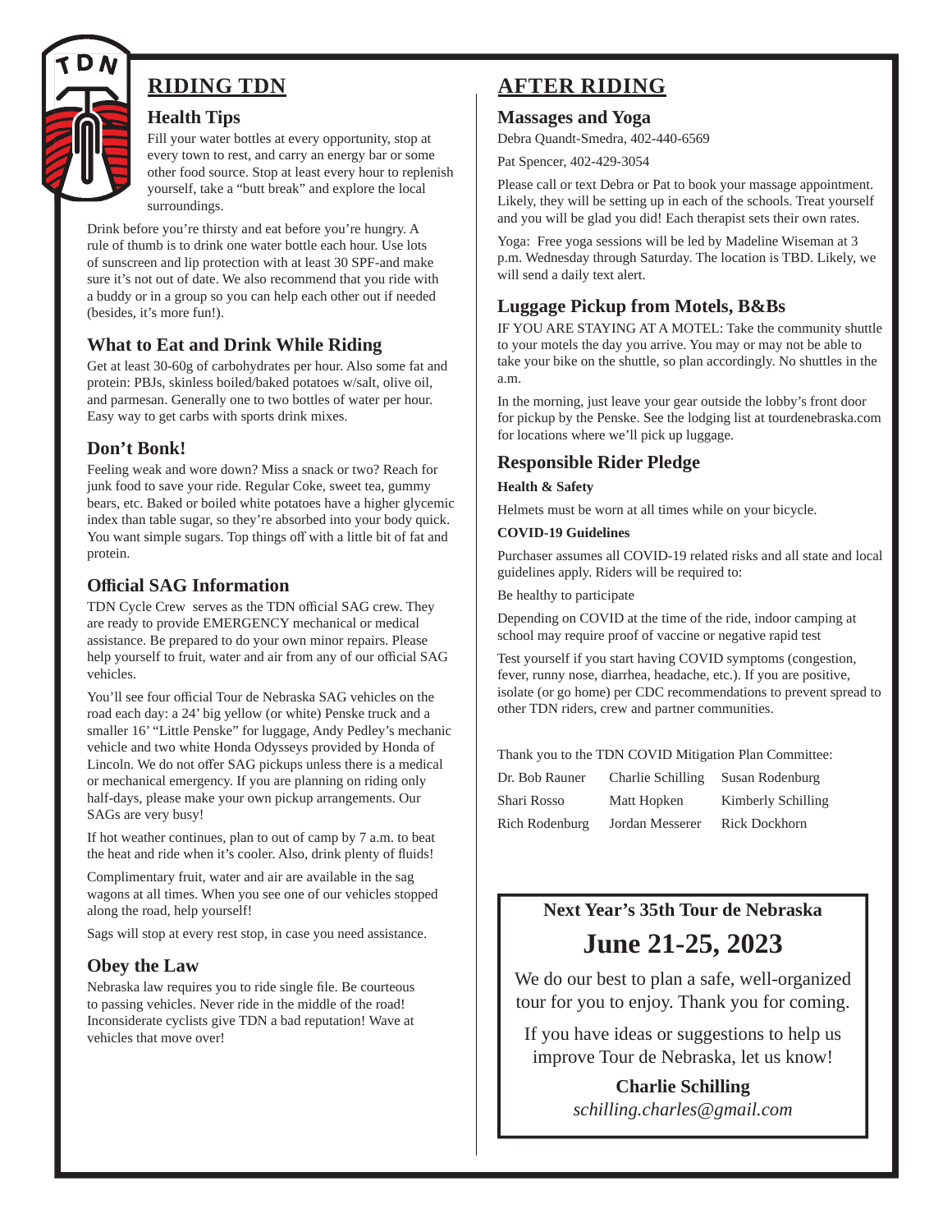## RIDING TDN

### Health Tips

Fill your water bottles at every opportunity, stop at every town to rest, and carry an energy bar or some other food source. Stop at least every hour to replenish yourself, take a "butt break" and explore the local surroundings.

Drink before you're thirsty and eat before you're hungry. A rule of thumb is to drink one water bottle each hour. Use lots of sunscreen and lip protection with at least 30 SPF-and make sure it's not out of date. We also recommend that you ride with a buddy or in a group so you can help each other out if needed (besides, it's more fun!).

### What to Eat and Drink While Riding

Get at least 30-60g of carbohydrates per hour. Also some fat and protein: PBJs, skinless boiled/baked potatoes w/salt, olive oil, and parmesan. Generally one to two bottles of water per hour. Easy way to get carbs with sports drink mixes.

### Don't Bonk!

Feeling weak and wore down? Miss a snack or two? Reach for junk food to save your ride. Regular Coke, sweet tea, gummy bears, etc. Baked or boiled white potatoes have a higher glycemic index than table sugar, so they're absorbed into your body quick. You want simple sugars. Top things off with a little bit of fat and protein.

### Official SAG Information

TDN Cycle Crew serves as the TDN official SAG crew. They are ready to provide EMERGENCY mechanical or medical assistance. Be prepared to do your own minor repairs. Please help yourself to fruit, water and air from any of our official SAG vehicles.

You'll see four official Tour de Nebraska SAG vehicles on the road each day: a 24' big yellow (or white) Penske truck and a smaller 16' "Little Penske" for luggage, Andy Pedley's mechanic vehicle and two white Honda Odysseys provided by Honda of Lincoln. We do not offer SAG pickups unless there is a medical or mechanical emergency. If you are planning on riding only half-days, please make your own pickup arrangements. Our SAGs are very busy!

If hot weather continues, plan to out of camp by 7 a.m. to beat the heat and ride when it's cooler. Also, drink plenty of fluids!

Complimentary fruit, water and air are available in the sag wagons at all times. When you see one of our vehicles stopped along the road, help yourself!

Sags will stop at every rest stop, in case you need assistance.

### Obey the Law

Nebraska law requires you to ride single file. Be courteous to passing vehicles. Never ride in the middle of the road! Inconsiderate cyclists give TDN a bad reputation! Wave at vehicles that move over!

## AFTER RIDING

### Massages and Yoga

Debra Quandt-Smedra, 402-440-6569

Pat Spencer, 402-429-3054

Please call or text Debra or Pat to book your massage appointment. Likely, they will be setting up in each of the schools. Treat yourself and you will be glad you did! Each therapist sets their own rates.

Yoga: Free yoga sessions will be led by Madeline Wiseman at 3 p.m. Wednesday through Saturday. The location is TBD. Likely, we will send a daily text alert.

### Luggage Pickup from Motels, B&Bs

IF YOU ARE STAYING AT A MOTEL: Take the community shuttle to your motels the day you arrive. You may or may not be able to take your bike on the shuttle, so plan accordingly. No shuttles in the a.m.

In the morning, just leave your gear outside the lobby's front door for pickup by the Penske. See the lodging list at tourdenebraska.com for locations where we'll pick up luggage.

### Responsible Rider Pledge

**Health & Safety**

Helmets must be worn at all times while on your bicycle.

**COVID-19 Guidelines**

Purchaser assumes all COVID-19 related risks and all state and local guidelines apply. Riders will be required to:

Be healthy to participate

Depending on COVID at the time of the ride, indoor camping at school may require proof of vaccine or negative rapid test

Test yourself if you start having COVID symptoms (congestion, fever, runny nose, diarrhea, headache, etc.). If you are positive, isolate (or go home) per CDC recommendations to prevent spread to other TDN riders, crew and partner communities.

Thank you to the TDN COVID Mitigation Plan Committee:

Dr. Bob Rauner, Charlie Schilling, Susan Rodenburg, Shari Rosso, Matt Hopken, Kimberly Schilling, Rich Rodenburg, Jordan Messerer, Rick Dockhorn

**Next Year's 35th Tour de Nebraska**

## June 21-25, 2023

We do our best to plan a safe, well-organized tour for you to enjoy. Thank you for coming.

If you have ideas or suggestions to help us improve Tour de Nebraska, let us know!

**Charlie Schilling**
*schilling.charles@gmail.com*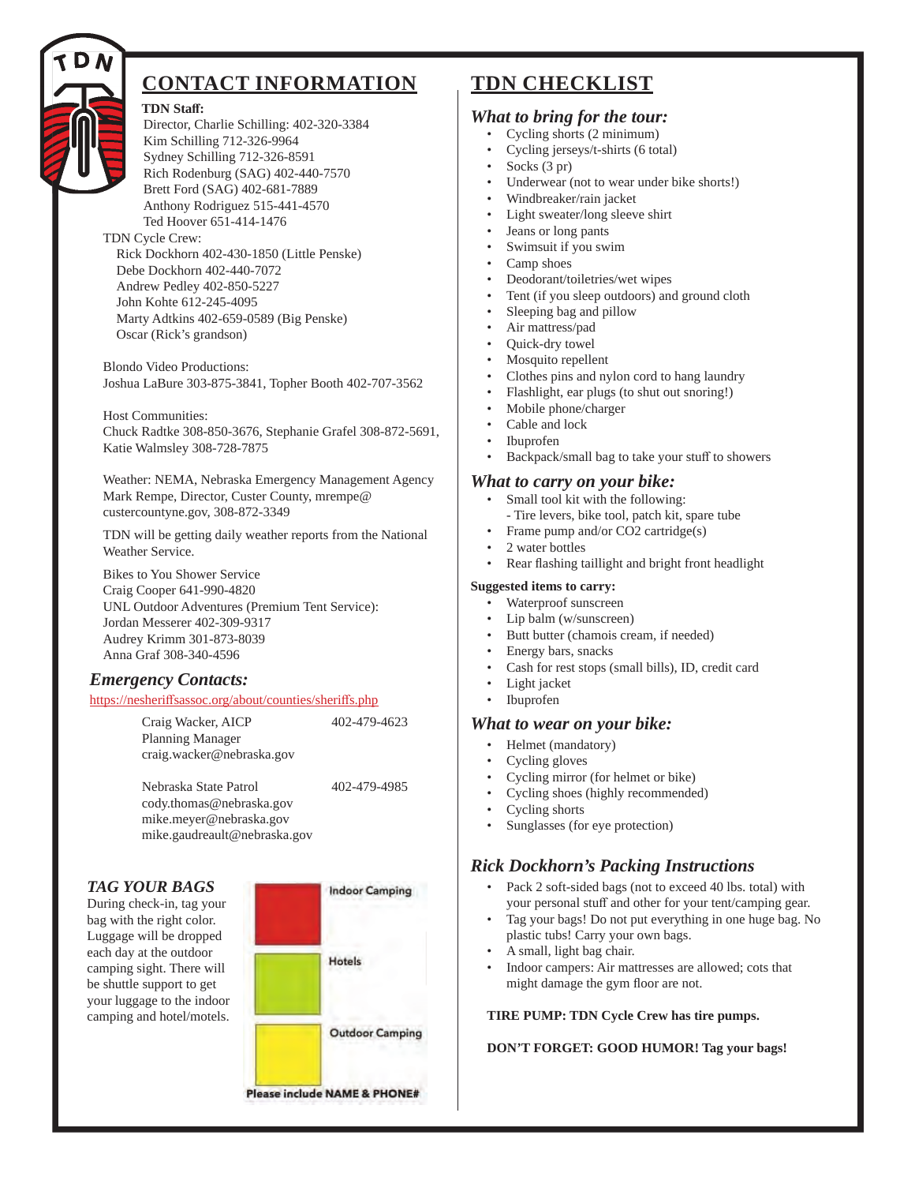## CONTACT INFORMATION

**TDN Staff:**

Director, Charlie Schilling: 402-320-3384
Kim Schilling 712-326-9964
Sydney Schilling 712-326-8591
Rich Rodenburg (SAG) 402-440-7570
Brett Ford (SAG) 402-681-7889
Anthony Rodriguez 515-441-4570
Ted Hoover 651-414-1476

TDN Cycle Crew:
Rick Dockhorn 402-430-1850 (Little Penske)
Debe Dockhorn 402-440-7072
Andrew Pedley 402-850-5227
John Kohte 612-245-4095
Marty Adtkins 402-659-0589 (Big Penske)
Oscar (Rick's grandson)

Blondo Video Productions:
Joshua LaBure 303-875-3841, Topher Booth 402-707-3562

Host Communities:
Chuck Radtke 308-850-3676, Stephanie Grafel 308-872-5691, Katie Walmsley 308-728-7875

Weather: NEMA, Nebraska Emergency Management Agency
Mark Rempe, Director, Custer County, mrempe@custercountyne.gov, 308-872-3349

TDN will be getting daily weather reports from the National Weather Service.

Bikes to You Shower Service
Craig Cooper 641-990-4820
UNL Outdoor Adventures (Premium Tent Service):
Jordan Messerer 402-309-9317
Audrey Krimm 301-873-8039
Anna Graf 308-340-4596

### *Emergency Contacts:*

https://nesheriffsassoc.org/about/counties/sheriffs.php

Craig Wacker, AICP — 402-479-4623
Planning Manager
craig.wacker@nebraska.gov

Nebraska State Patrol — 402-479-4985
cody.thomas@nebraska.gov
mike.meyer@nebraska.gov
mike.gaudreault@nebraska.gov

### *TAG YOUR BAGS*

During check-in, tag your bag with the right color. Luggage will be dropped each day at the outdoor camping sight. There will be shuttle support to get your luggage to the indoor camping and hotel/motels.

- Red: Indoor Camping
- Green: Hotels
- Yellow: Outdoor Camping

**Please include NAME & PHONE#**

## TDN CHECKLIST

### *What to bring for the tour:*

- Cycling shorts (2 minimum)
- Cycling jerseys/t-shirts (6 total)
- Socks (3 pr)
- Underwear (not to wear under bike shorts!)
- Windbreaker/rain jacket
- Light sweater/long sleeve shirt
- Jeans or long pants
- Swimsuit if you swim
- Camp shoes
- Deodorant/toiletries/wet wipes
- Tent (if you sleep outdoors) and ground cloth
- Sleeping bag and pillow
- Air mattress/pad
- Quick-dry towel
- Mosquito repellent
- Clothes pins and nylon cord to hang laundry
- Flashlight, ear plugs (to shut out snoring!)
- Mobile phone/charger
- Cable and lock
- Ibuprofen
- Backpack/small bag to take your stuff to showers

### *What to carry on your bike:*

- Small tool kit with the following:
  - Tire levers, bike tool, patch kit, spare tube
- Frame pump and/or CO2 cartridge(s)
- 2 water bottles
- Rear flashing taillight and bright front headlight

**Suggested items to carry:**

- Waterproof sunscreen
- Lip balm (w/sunscreen)
- Butt butter (chamois cream, if needed)
- Energy bars, snacks
- Cash for rest stops (small bills), ID, credit card
- Light jacket
- Ibuprofen

### *What to wear on your bike:*

- Helmet (mandatory)
- Cycling gloves
- Cycling mirror (for helmet or bike)
- Cycling shoes (highly recommended)
- Cycling shorts
- Sunglasses (for eye protection)

### *Rick Dockhorn's Packing Instructions*

- Pack 2 soft-sided bags (not to exceed 40 lbs. total) with your personal stuff and other for your tent/camping gear.
- Tag your bags! Do not put everything in one huge bag. No plastic tubs! Carry your own bags.
- A small, light bag chair.
- Indoor campers: Air mattresses are allowed; cots that might damage the gym floor are not.

**TIRE PUMP: TDN Cycle Crew has tire pumps.**

**DON'T FORGET: GOOD HUMOR! Tag your bags!**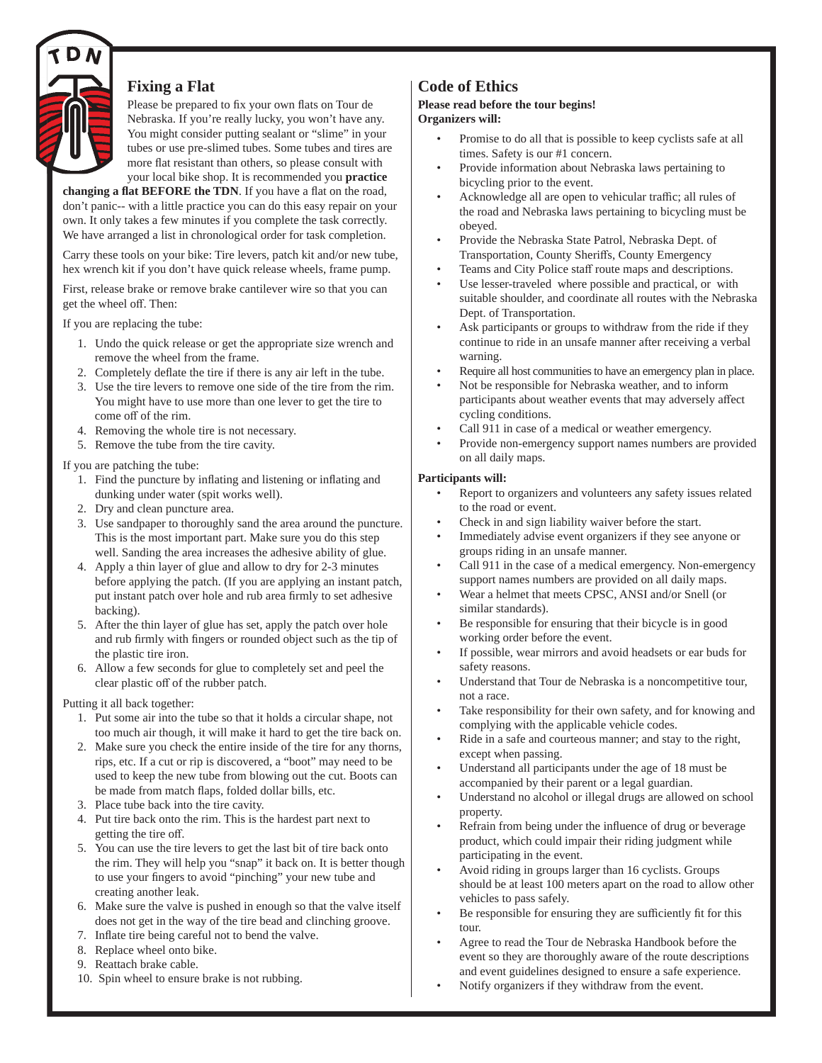## Fixing a Flat

Please be prepared to fix your own flats on Tour de Nebraska. If you're really lucky, you won't have any. You might consider putting sealant or "slime" in your tubes or use pre-slimed tubes. Some tubes and tires are more flat resistant than others, so please consult with your local bike shop. It is recommended you **practice changing a flat BEFORE the TDN**. If you have a flat on the road, don't panic-- with a little practice you can do this easy repair on your own. It only takes a few minutes if you complete the task correctly. We have arranged a list in chronological order for task completion.

Carry these tools on your bike: Tire levers, patch kit and/or new tube, hex wrench kit if you don't have quick release wheels, frame pump.

First, release brake or remove brake cantilever wire so that you can get the wheel off. Then:

If you are replacing the tube:

1. Undo the quick release or get the appropriate size wrench and remove the wheel from the frame.
2. Completely deflate the tire if there is any air left in the tube.
3. Use the tire levers to remove one side of the tire from the rim. You might have to use more than one lever to get the tire to come off of the rim.
4. Removing the whole tire is not necessary.
5. Remove the tube from the tire cavity.

If you are patching the tube:

1. Find the puncture by inflating and listening or inflating and dunking under water (spit works well).
2. Dry and clean puncture area.
3. Use sandpaper to thoroughly sand the area around the puncture. This is the most important part. Make sure you do this step well. Sanding the area increases the adhesive ability of glue.
4. Apply a thin layer of glue and allow to dry for 2-3 minutes before applying the patch. (If you are applying an instant patch, put instant patch over hole and rub area firmly to set adhesive backing).
5. After the thin layer of glue has set, apply the patch over hole and rub firmly with fingers or rounded object such as the tip of the plastic tire iron.
6. Allow a few seconds for glue to completely set and peel the clear plastic off of the rubber patch.

Putting it all back together:

1. Put some air into the tube so that it holds a circular shape, not too much air though, it will make it hard to get the tire back on.
2. Make sure you check the entire inside of the tire for any thorns, rips, etc. If a cut or rip is discovered, a "boot" may need to be used to keep the new tube from blowing out the cut. Boots can be made from match flaps, folded dollar bills, etc.
3. Place tube back into the tire cavity.
4. Put tire back onto the rim. This is the hardest part next to getting the tire off.
5. You can use the tire levers to get the last bit of tire back onto the rim. They will help you "snap" it back on. It is better though to use your fingers to avoid "pinching" your new tube and creating another leak.
6. Make sure the valve is pushed in enough so that the valve itself does not get in the way of the tire bead and clinching groove.
7. Inflate tire being careful not to bend the valve.
8. Replace wheel onto bike.
9. Reattach brake cable.
10. Spin wheel to ensure brake is not rubbing.

## Code of Ethics

**Please read before the tour begins!**
**Organizers will:**

- Promise to do all that is possible to keep cyclists safe at all times. Safety is our #1 concern.
- Provide information about Nebraska laws pertaining to bicycling prior to the event.
- Acknowledge all are open to vehicular traffic; all rules of the road and Nebraska laws pertaining to bicycling must be obeyed.
- Provide the Nebraska State Patrol, Nebraska Dept. of Transportation, County Sheriffs, County Emergency
- Teams and City Police staff route maps and descriptions.
- Use lesser-traveled where possible and practical, or with suitable shoulder, and coordinate all routes with the Nebraska Dept. of Transportation.
- Ask participants or groups to withdraw from the ride if they continue to ride in an unsafe manner after receiving a verbal warning.
- Require all host communities to have an emergency plan in place.
- Not be responsible for Nebraska weather, and to inform participants about weather events that may adversely affect cycling conditions.
- Call 911 in case of a medical or weather emergency.
- Provide non-emergency support names numbers are provided on all daily maps.

**Participants will:**

- Report to organizers and volunteers any safety issues related to the road or event.
- Check in and sign liability waiver before the start.
- Immediately advise event organizers if they see anyone or groups riding in an unsafe manner.
- Call 911 in the case of a medical emergency. Non-emergency support names numbers are provided on all daily maps.
- Wear a helmet that meets CPSC, ANSI and/or Snell (or similar standards).
- Be responsible for ensuring that their bicycle is in good working order before the event.
- If possible, wear mirrors and avoid headsets or ear buds for safety reasons.
- Understand that Tour de Nebraska is a noncompetitive tour, not a race.
- Take responsibility for their own safety, and for knowing and complying with the applicable vehicle codes.
- Ride in a safe and courteous manner; and stay to the right, except when passing.
- Understand all participants under the age of 18 must be accompanied by their parent or a legal guardian.
- Understand no alcohol or illegal drugs are allowed on school property.
- Refrain from being under the influence of drug or beverage product, which could impair their riding judgment while participating in the event.
- Avoid riding in groups larger than 16 cyclists. Groups should be at least 100 meters apart on the road to allow other vehicles to pass safely.
- Be responsible for ensuring they are sufficiently fit for this tour.
- Agree to read the Tour de Nebraska Handbook before the event so they are thoroughly aware of the route descriptions and event guidelines designed to ensure a safe experience.
- Notify organizers if they withdraw from the event.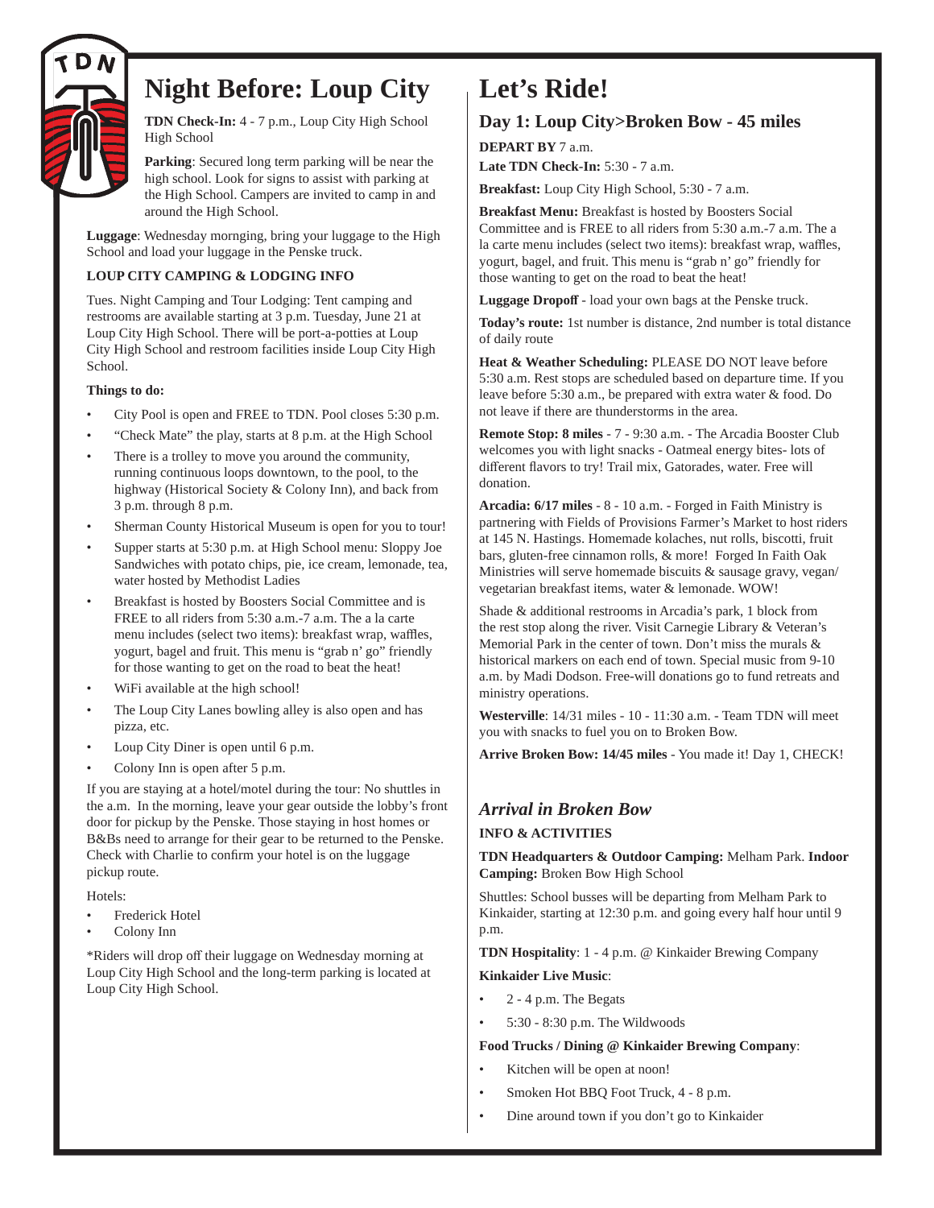# Night Before: Loup City

**TDN Check-In:** 4 - 7 p.m., Loup City High School High School

**Parking**: Secured long term parking will be near the high school. Look for signs to assist with parking at the High School. Campers are invited to camp in and around the High School.

**Luggage**: Wednesday mornging, bring your luggage to the High School and load your luggage in the Penske truck.

**LOUP CITY CAMPING & LODGING INFO**

Tues. Night Camping and Tour Lodging: Tent camping and restrooms are available starting at 3 p.m. Tuesday, June 21 at Loup City High School. There will be port-a-potties at Loup City High School and restroom facilities inside Loup City High School.

**Things to do:**

- City Pool is open and FREE to TDN. Pool closes 5:30 p.m.
- "Check Mate" the play, starts at 8 p.m. at the High School
- There is a trolley to move you around the community, running continuous loops downtown, to the pool, to the highway (Historical Society & Colony Inn), and back from 3 p.m. through 8 p.m.
- Sherman County Historical Museum is open for you to tour!
- Supper starts at 5:30 p.m. at High School menu: Sloppy Joe Sandwiches with potato chips, pie, ice cream, lemonade, tea, water hosted by Methodist Ladies
- Breakfast is hosted by Boosters Social Committee and is FREE to all riders from 5:30 a.m.-7 a.m. The a la carte menu includes (select two items): breakfast wrap, waffles, yogurt, bagel and fruit. This menu is "grab n' go" friendly for those wanting to get on the road to beat the heat!
- WiFi available at the high school!
- The Loup City Lanes bowling alley is also open and has pizza, etc.
- Loup City Diner is open until 6 p.m.
- Colony Inn is open after 5 p.m.

If you are staying at a hotel/motel during the tour: No shuttles in the a.m. In the morning, leave your gear outside the lobby's front door for pickup by the Penske. Those staying in host homes or B&Bs need to arrange for their gear to be returned to the Penske. Check with Charlie to confirm your hotel is on the luggage pickup route.

Hotels:

- Frederick Hotel
- Colony Inn

*Riders will drop off their luggage on Wednesday morning at Loup City High School and the long-term parking is located at Loup City High School.

# Let's Ride!

## Day 1: Loup City>Broken Bow - 45 miles

**DEPART BY** 7 a.m.

**Late TDN Check-In:** 5:30 - 7 a.m.

**Breakfast:** Loup City High School, 5:30 - 7 a.m.

**Breakfast Menu:** Breakfast is hosted by Boosters Social Committee and is FREE to all riders from 5:30 a.m.-7 a.m. The a la carte menu includes (select two items): breakfast wrap, waffles, yogurt, bagel, and fruit. This menu is "grab n' go" friendly for those wanting to get on the road to beat the heat!

**Luggage Dropoff** - load your own bags at the Penske truck.

**Today's route:** 1st number is distance, 2nd number is total distance of daily route

**Heat & Weather Scheduling:** PLEASE DO NOT leave before 5:30 a.m. Rest stops are scheduled based on departure time. If you leave before 5:30 a.m., be prepared with extra water & food. Do not leave if there are thunderstorms in the area.

**Remote Stop: 8 miles** - 7 - 9:30 a.m. - The Arcadia Booster Club welcomes you with light snacks - Oatmeal energy bites- lots of different flavors to try! Trail mix, Gatorades, water. Free will donation.

**Arcadia: 6/17 miles** - 8 - 10 a.m. - Forged in Faith Ministry is partnering with Fields of Provisions Farmer's Market to host riders at 145 N. Hastings. Homemade kolaches, nut rolls, biscotti, fruit bars, gluten-free cinnamon rolls, & more! Forged In Faith Oak Ministries will serve homemade biscuits & sausage gravy, vegan/vegetarian breakfast items, water & lemonade. WOW!

Shade & additional restrooms in Arcadia's park, 1 block from the rest stop along the river. Visit Carnegie Library & Veteran's Memorial Park in the center of town. Don't miss the murals & historical markers on each end of town. Special music from 9-10 a.m. by Madi Dodson. Free-will donations go to fund retreats and ministry operations.

**Westerville**: 14/31 miles - 10 - 11:30 a.m. - Team TDN will meet you with snacks to fuel you on to Broken Bow.

**Arrive Broken Bow: 14/45 miles** - You made it! Day 1, CHECK!

## *Arrival in Broken Bow*

**INFO & ACTIVITIES**

**TDN Headquarters & Outdoor Camping:** Melham Park. **Indoor Camping:** Broken Bow High School

Shuttles: School busses will be departing from Melham Park to Kinkaider, starting at 12:30 p.m. and going every half hour until 9 p.m.

**TDN Hospitality**: 1 - 4 p.m. @ Kinkaider Brewing Company

**Kinkaider Live Music**:

- 2 - 4 p.m. The Begats
- 5:30 - 8:30 p.m. The Wildwoods

**Food Trucks / Dining @ Kinkaider Brewing Company**:

- Kitchen will be open at noon!
- Smoken Hot BBQ Foot Truck, 4 - 8 p.m.
- Dine around town if you don't go to Kinkaider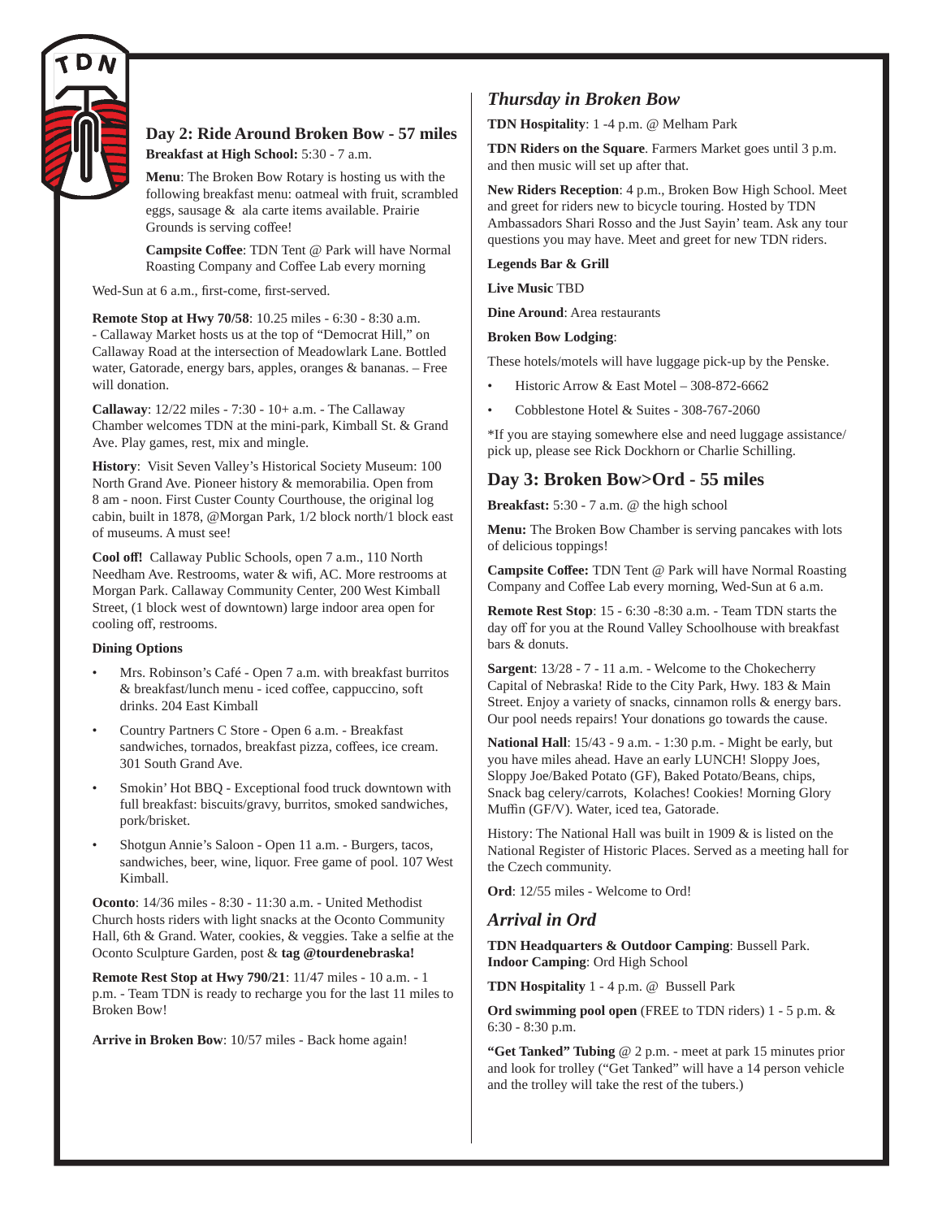## Day 2: Ride Around Broken Bow - 57 miles

**Breakfast at High School:** 5:30 - 7 a.m.

**Menu**: The Broken Bow Rotary is hosting us with the following breakfast menu: oatmeal with fruit, scrambled eggs, sausage & ala carte items available. Prairie Grounds is serving coffee!

**Campsite Coffee**: TDN Tent @ Park will have Normal Roasting Company and Coffee Lab every morning Wed-Sun at 6 a.m., first-come, first-served.

**Remote Stop at Hwy 70/58**: 10.25 miles - 6:30 - 8:30 a.m. - Callaway Market hosts us at the top of "Democrat Hill," on Callaway Road at the intersection of Meadowlark Lane. Bottled water, Gatorade, energy bars, apples, oranges & bananas. – Free will donation.

**Callaway**: 12/22 miles - 7:30 - 10+ a.m. - The Callaway Chamber welcomes TDN at the mini-park, Kimball St. & Grand Ave. Play games, rest, mix and mingle.

**History**: Visit Seven Valley's Historical Society Museum: 100 North Grand Ave. Pioneer history & memorabilia. Open from 8 am - noon. First Custer County Courthouse, the original log cabin, built in 1878, @Morgan Park, 1/2 block north/1 block east of museums. A must see!

**Cool off!** Callaway Public Schools, open 7 a.m., 110 North Needham Ave. Restrooms, water & wifi, AC. More restrooms at Morgan Park. Callaway Community Center, 200 West Kimball Street, (1 block west of downtown) large indoor area open for cooling off, restrooms.

**Dining Options**

- Mrs. Robinson's Café - Open 7 a.m. with breakfast burritos & breakfast/lunch menu - iced coffee, cappuccino, soft drinks. 204 East Kimball
- Country Partners C Store - Open 6 a.m. - Breakfast sandwiches, tornados, breakfast pizza, coffees, ice cream. 301 South Grand Ave.
- Smokin' Hot BBQ - Exceptional food truck downtown with full breakfast: biscuits/gravy, burritos, smoked sandwiches, pork/brisket.
- Shotgun Annie's Saloon - Open 11 a.m. - Burgers, tacos, sandwiches, beer, wine, liquor. Free game of pool. 107 West Kimball.

**Oconto**: 14/36 miles - 8:30 - 11:30 a.m. - United Methodist Church hosts riders with light snacks at the Oconto Community Hall, 6th & Grand. Water, cookies, & veggies. Take a selfie at the Oconto Sculpture Garden, post & **tag @tourdenebraska!**

**Remote Rest Stop at Hwy 790/21**: 11/47 miles - 10 a.m. - 1 p.m. - Team TDN is ready to recharge you for the last 11 miles to Broken Bow!

**Arrive in Broken Bow**: 10/57 miles - Back home again!

### *Thursday in Broken Bow*

**TDN Hospitality**: 1 -4 p.m. @ Melham Park

**TDN Riders on the Square**. Farmers Market goes until 3 p.m. and then music will set up after that.

**New Riders Reception**: 4 p.m., Broken Bow High School. Meet and greet for riders new to bicycle touring. Hosted by TDN Ambassadors Shari Rosso and the Just Sayin' team. Ask any tour questions you may have. Meet and greet for new TDN riders.

**Legends Bar & Grill**

**Live Music** TBD

**Dine Around**: Area restaurants

**Broken Bow Lodging**:

These hotels/motels will have luggage pick-up by the Penske.

- Historic Arrow & East Motel – 308-872-6662
- Cobblestone Hotel & Suites - 308-767-2060

*If you are staying somewhere else and need luggage assistance/ pick up, please see Rick Dockhorn or Charlie Schilling.

## Day 3: Broken Bow>Ord - 55 miles

**Breakfast:** 5:30 - 7 a.m. @ the high school

**Menu:** The Broken Bow Chamber is serving pancakes with lots of delicious toppings!

**Campsite Coffee:** TDN Tent @ Park will have Normal Roasting Company and Coffee Lab every morning, Wed-Sun at 6 a.m.

**Remote Rest Stop**: 15 - 6:30 -8:30 a.m. - Team TDN starts the day off for you at the Round Valley Schoolhouse with breakfast bars & donuts.

**Sargent**: 13/28 - 7 - 11 a.m. - Welcome to the Chokecherry Capital of Nebraska! Ride to the City Park, Hwy. 183 & Main Street. Enjoy a variety of snacks, cinnamon rolls & energy bars. Our pool needs repairs! Your donations go towards the cause.

**National Hall**: 15/43 - 9 a.m. - 1:30 p.m. - Might be early, but you have miles ahead. Have an early LUNCH! Sloppy Joes, Sloppy Joe/Baked Potato (GF), Baked Potato/Beans, chips, Snack bag celery/carrots, Kolaches! Cookies! Morning Glory Muffin (GF/V). Water, iced tea, Gatorade.

History: The National Hall was built in 1909 & is listed on the National Register of Historic Places. Served as a meeting hall for the Czech community.

**Ord**: 12/55 miles - Welcome to Ord!

### *Arrival in Ord*

**TDN Headquarters & Outdoor Camping**: Bussell Park.
**Indoor Camping**: Ord High School

**TDN Hospitality** 1 - 4 p.m. @ Bussell Park

**Ord swimming pool open** (FREE to TDN riders) 1 - 5 p.m. & 6:30 - 8:30 p.m.

**"Get Tanked" Tubing** @ 2 p.m. - meet at park 15 minutes prior and look for trolley ("Get Tanked" will have a 14 person vehicle and the trolley will take the rest of the tubers.)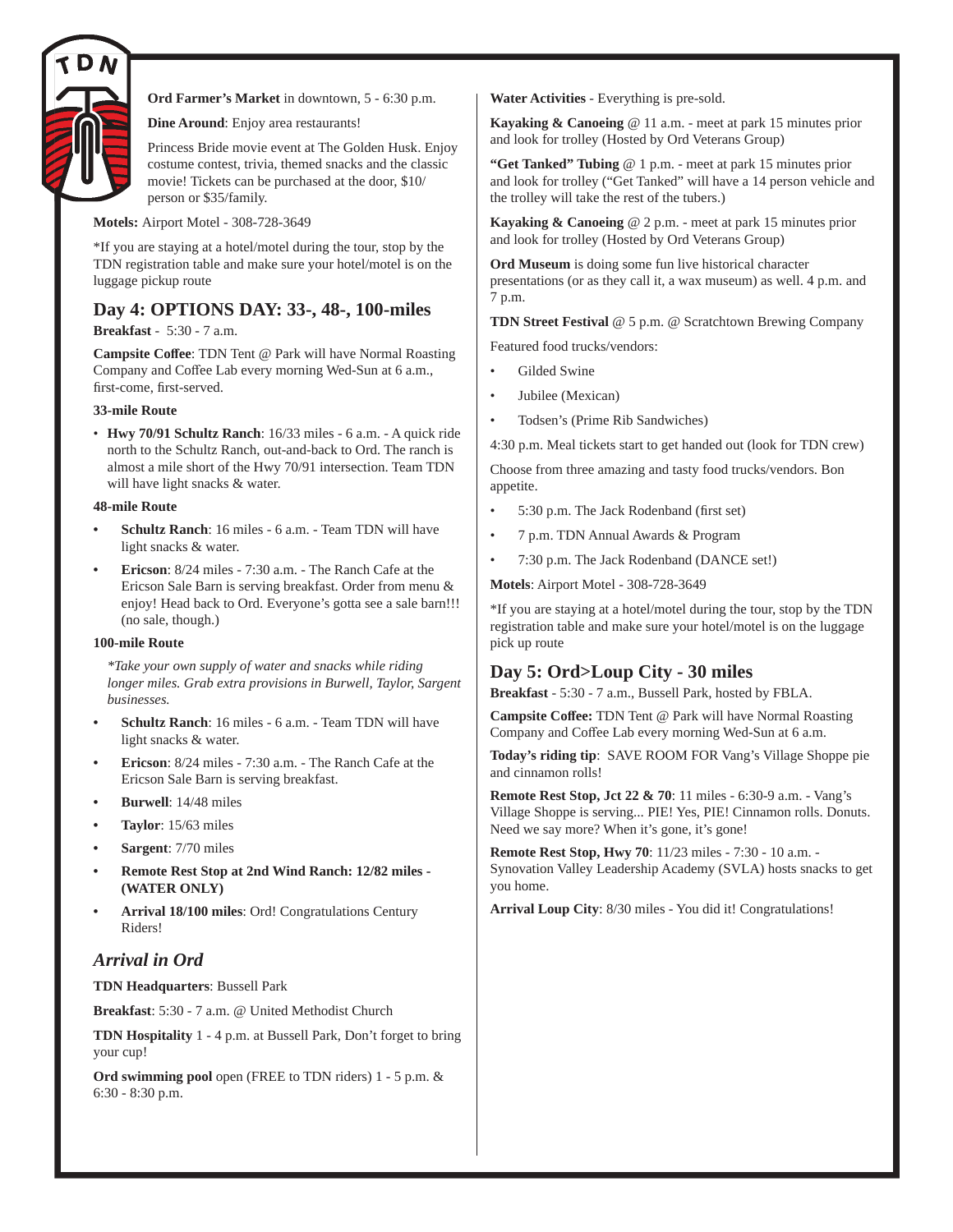**Ord Farmer's Market** in downtown, 5 - 6:30 p.m.

**Dine Around**: Enjoy area restaurants!

Princess Bride movie event at The Golden Husk. Enjoy costume contest, trivia, themed snacks and the classic movie! Tickets can be purchased at the door, $10/person or $35/family.

**Motels:** Airport Motel - 308-728-3649

*If you are staying at a hotel/motel during the tour, stop by the TDN registration table and make sure your hotel/motel is on the luggage pickup route

## Day 4: OPTIONS DAY: 33-, 48-, 100-miles

**Breakfast** - 5:30 - 7 a.m.

**Campsite Coffee**: TDN Tent @ Park will have Normal Roasting Company and Coffee Lab every morning Wed-Sun at 6 a.m., first-come, first-served.

**33-mile Route**

- **Hwy 70/91 Schultz Ranch**: 16/33 miles - 6 a.m. - A quick ride north to the Schultz Ranch, out-and-back to Ord. The ranch is almost a mile short of the Hwy 70/91 intersection. Team TDN will have light snacks & water.

**48-mile Route**

- **Schultz Ranch**: 16 miles - 6 a.m. - Team TDN will have light snacks & water.
- **Ericson**: 8/24 miles - 7:30 a.m. - The Ranch Cafe at the Ericson Sale Barn is serving breakfast. Order from menu & enjoy! Head back to Ord. Everyone's gotta see a sale barn!!! (no sale, though.)

**100-mile Route**

*Take your own supply of water and snacks while riding longer miles. Grab extra provisions in Burwell, Taylor, Sargent businesses.*

- **Schultz Ranch**: 16 miles - 6 a.m. - Team TDN will have light snacks & water.
- **Ericson**: 8/24 miles - 7:30 a.m. - The Ranch Cafe at the Ericson Sale Barn is serving breakfast.
- **Burwell**: 14/48 miles
- **Taylor**: 15/63 miles
- **Sargent**: 7/70 miles
- **Remote Rest Stop at 2nd Wind Ranch: 12/82 miles - (WATER ONLY)**
- **Arrival 18/100 miles**: Ord! Congratulations Century Riders!

### *Arrival in Ord*

**TDN Headquarters**: Bussell Park

**Breakfast**: 5:30 - 7 a.m. @ United Methodist Church

**TDN Hospitality** 1 - 4 p.m. at Bussell Park, Don't forget to bring your cup!

**Ord swimming pool** open (FREE to TDN riders) 1 - 5 p.m. & 6:30 - 8:30 p.m.

**Water Activities** - Everything is pre-sold.

**Kayaking & Canoeing** @ 11 a.m. - meet at park 15 minutes prior and look for trolley (Hosted by Ord Veterans Group)

**"Get Tanked" Tubing** @ 1 p.m. - meet at park 15 minutes prior and look for trolley ("Get Tanked" will have a 14 person vehicle and the trolley will take the rest of the tubers.)

**Kayaking & Canoeing** @ 2 p.m. - meet at park 15 minutes prior and look for trolley (Hosted by Ord Veterans Group)

**Ord Museum** is doing some fun live historical character presentations (or as they call it, a wax museum) as well. 4 p.m. and 7 p.m.

**TDN Street Festival** @ 5 p.m. @ Scratchtown Brewing Company

Featured food trucks/vendors:

- Gilded Swine
- Jubilee (Mexican)
- Todsen's (Prime Rib Sandwiches)

4:30 p.m. Meal tickets start to get handed out (look for TDN crew)

Choose from three amazing and tasty food trucks/vendors. Bon appetite.

- 5:30 p.m. The Jack Rodenband (first set)
- 7 p.m. TDN Annual Awards & Program
- 7:30 p.m. The Jack Rodenband (DANCE set!)

**Motels**: Airport Motel - 308-728-3649

*If you are staying at a hotel/motel during the tour, stop by the TDN registration table and make sure your hotel/motel is on the luggage pick up route

## Day 5: Ord>Loup City - 30 miles

**Breakfast** - 5:30 - 7 a.m., Bussell Park, hosted by FBLA.

**Campsite Coffee:** TDN Tent @ Park will have Normal Roasting Company and Coffee Lab every morning Wed-Sun at 6 a.m.

**Today's riding tip**: SAVE ROOM FOR Vang's Village Shoppe pie and cinnamon rolls!

**Remote Rest Stop, Jct 22 & 70**: 11 miles - 6:30-9 a.m. - Vang's Village Shoppe is serving... PIE! Yes, PIE! Cinnamon rolls. Donuts. Need we say more? When it's gone, it's gone!

**Remote Rest Stop, Hwy 70**: 11/23 miles - 7:30 - 10 a.m. - Synovation Valley Leadership Academy (SVLA) hosts snacks to get you home.

**Arrival Loup City**: 8/30 miles - You did it! Congratulations!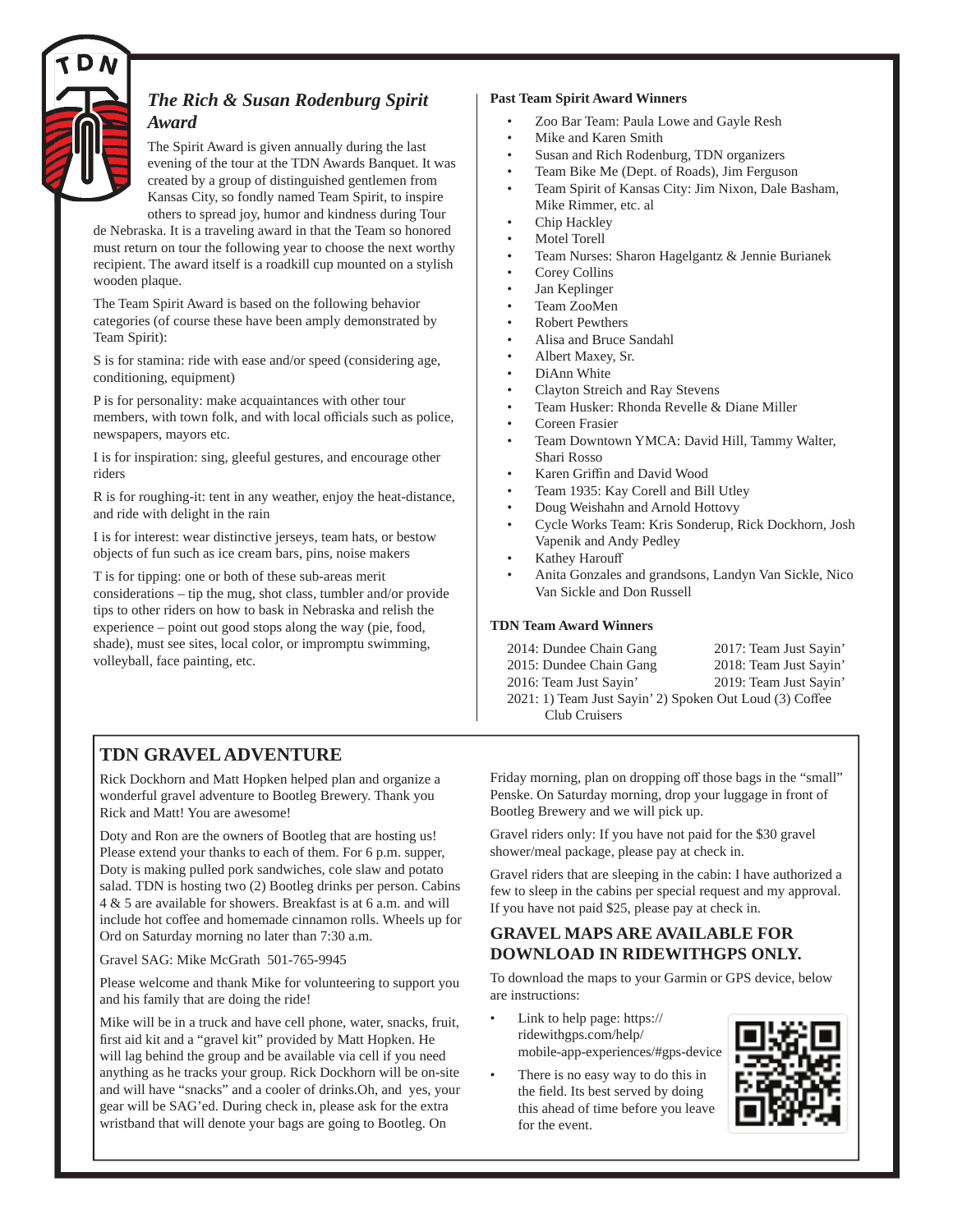## *The Rich & Susan Rodenburg Spirit Award*

The Spirit Award is given annually during the last evening of the tour at the TDN Awards Banquet. It was created by a group of distinguished gentlemen from Kansas City, so fondly named Team Spirit, to inspire others to spread joy, humor and kindness during Tour de Nebraska. It is a traveling award in that the Team so honored must return on tour the following year to choose the next worthy recipient. The award itself is a roadkill cup mounted on a stylish wooden plaque.

The Team Spirit Award is based on the following behavior categories (of course these have been amply demonstrated by Team Spirit):

S is for stamina: ride with ease and/or speed (considering age, conditioning, equipment)

P is for personality: make acquaintances with other tour members, with town folk, and with local officials such as police, newspapers, mayors etc.

I is for inspiration: sing, gleeful gestures, and encourage other riders

R is for roughing-it: tent in any weather, enjoy the heat-distance, and ride with delight in the rain

I is for interest: wear distinctive jerseys, team hats, or bestow objects of fun such as ice cream bars, pins, noise makers

T is for tipping: one or both of these sub-areas merit considerations – tip the mug, shot class, tumbler and/or provide tips to other riders on how to bask in Nebraska and relish the experience – point out good stops along the way (pie, food, shade), must see sites, local color, or impromptu swimming, volleyball, face painting, etc.

**Past Team Spirit Award Winners**

- Zoo Bar Team: Paula Lowe and Gayle Resh
- Mike and Karen Smith
- Susan and Rich Rodenburg, TDN organizers
- Team Bike Me (Dept. of Roads), Jim Ferguson
- Team Spirit of Kansas City: Jim Nixon, Dale Basham, Mike Rimmer, etc. al
- Chip Hackley
- Motel Torell
- Team Nurses: Sharon Hagelgantz & Jennie Burianek
- Corey Collins
- Jan Keplinger
- Team ZooMen
- Robert Pewthers
- Alisa and Bruce Sandahl
- Albert Maxey, Sr.
- DiAnn White
- Clayton Streich and Ray Stevens
- Team Husker: Rhonda Revelle & Diane Miller
- Coreen Frasier
- Team Downtown YMCA: David Hill, Tammy Walter, Shari Rosso
- Karen Griffin and David Wood
- Team 1935: Kay Corell and Bill Utley
- Doug Weishahn and Arnold Hottovy
- Cycle Works Team: Kris Sonderup, Rick Dockhorn, Josh Vapenik and Andy Pedley
- Kathey Harouff
- Anita Gonzales and grandsons, Landyn Van Sickle, Nico Van Sickle and Don Russell

**TDN Team Award Winners**

2014: Dundee Chain Gang
2015: Dundee Chain Gang
2016: Team Just Sayin'
2017: Team Just Sayin'
2018: Team Just Sayin'
2019: Team Just Sayin'
2021: 1) Team Just Sayin' 2) Spoken Out Loud (3) Coffee Club Cruisers

## TDN GRAVEL ADVENTURE

Rick Dockhorn and Matt Hopken helped plan and organize a wonderful gravel adventure to Bootleg Brewery. Thank you Rick and Matt! You are awesome!

Doty and Ron are the owners of Bootleg that are hosting us! Please extend your thanks to each of them. For 6 p.m. supper, Doty is making pulled pork sandwiches, cole slaw and potato salad. TDN is hosting two (2) Bootleg drinks per person. Cabins 4 & 5 are available for showers. Breakfast is at 6 a.m. and will include hot coffee and homemade cinnamon rolls. Wheels up for Ord on Saturday morning no later than 7:30 a.m.

Gravel SAG: Mike McGrath 501-765-9945

Please welcome and thank Mike for volunteering to support you and his family that are doing the ride!

Mike will be in a truck and have cell phone, water, snacks, fruit, first aid kit and a "gravel kit" provided by Matt Hopken. He will lag behind the group and be available via cell if you need anything as he tracks your group. Rick Dockhorn will be on-site and will have "snacks" and a cooler of drinks.Oh, and yes, your gear will be SAG'ed. During check in, please ask for the extra wristband that will denote your bags are going to Bootleg. On Friday morning, plan on dropping off those bags in the "small" Penske. On Saturday morning, drop your luggage in front of Bootleg Brewery and we will pick up.

Gravel riders only: If you have not paid for the $30 gravel shower/meal package, please pay at check in.

Gravel riders that are sleeping in the cabin: I have authorized a few to sleep in the cabins per special request and my approval. If you have not paid $25, please pay at check in.

### GRAVEL MAPS ARE AVAILABLE FOR DOWNLOAD IN RIDEWITHGPS ONLY.

To download the maps to your Garmin or GPS device, below are instructions:

- Link to help page: https://ridewithgps.com/help/mobile-app-experiences/#gps-device
- There is no easy way to do this in the field. Its best served by doing this ahead of time before you leave for the event.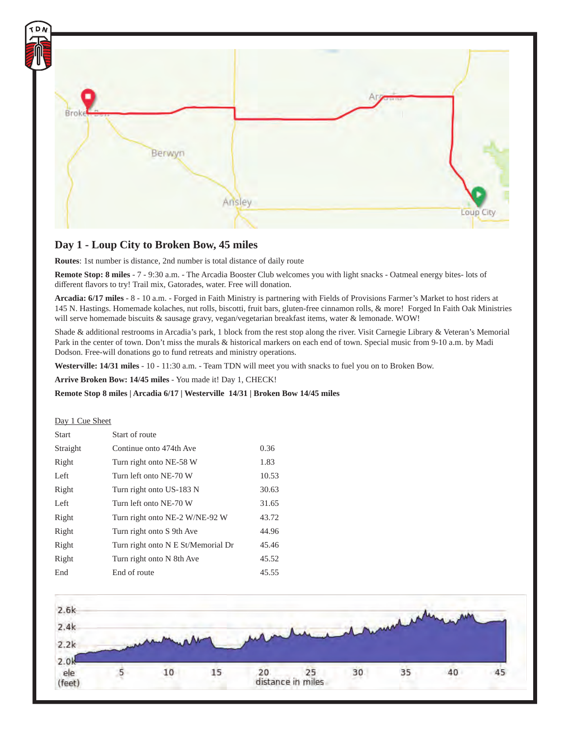## Day 1 - Loup City to Broken Bow, 45 miles

**Routes**: 1st number is distance, 2nd number is total distance of daily route

**Remote Stop: 8 miles** - 7 - 9:30 a.m. - The Arcadia Booster Club welcomes you with light snacks - Oatmeal energy bites- lots of different flavors to try! Trail mix, Gatorades, water. Free will donation.

**Arcadia: 6/17 miles** - 8 - 10 a.m. - Forged in Faith Ministry is partnering with Fields of Provisions Farmer's Market to host riders at 145 N. Hastings. Homemade kolaches, nut rolls, biscotti, fruit bars, gluten-free cinnamon rolls, & more! Forged In Faith Oak Ministries will serve homemade biscuits & sausage gravy, vegan/vegetarian breakfast items, water & lemonade. WOW!

Shade & additional restrooms in Arcadia's park, 1 block from the rest stop along the river. Visit Carnegie Library & Veteran's Memorial Park in the center of town. Don't miss the murals & historical markers on each end of town. Special music from 9-10 a.m. by Madi Dodson. Free-will donations go to fund retreats and ministry operations.

**Westerville: 14/31 miles** - 10 - 11:30 a.m. - Team TDN will meet you with snacks to fuel you on to Broken Bow.

**Arrive Broken Bow: 14/45 miles** - You made it! Day 1, CHECK!

**Remote Stop 8 miles | Arcadia 6/17 | Westerville 14/31 | Broken Bow 14/45 miles**

Day 1 Cue Sheet

| | | |
|---|---|---|
| Start | Start of route | |
| Straight | Continue onto 474th Ave | 0.36 |
| Right | Turn right onto NE-58 W | 1.83 |
| Left | Turn left onto NE-70 W | 10.53 |
| Right | Turn right onto US-183 N | 30.63 |
| Left | Turn left onto NE-70 W | 31.65 |
| Right | Turn right onto NE-2 W/NE-92 W | 43.72 |
| Right | Turn right onto S 9th Ave | 44.96 |
| Right | Turn right onto N E St/Memorial Dr | 45.46 |
| Right | Turn right onto N 8th Ave | 45.52 |
| End | End of route | 45.55 |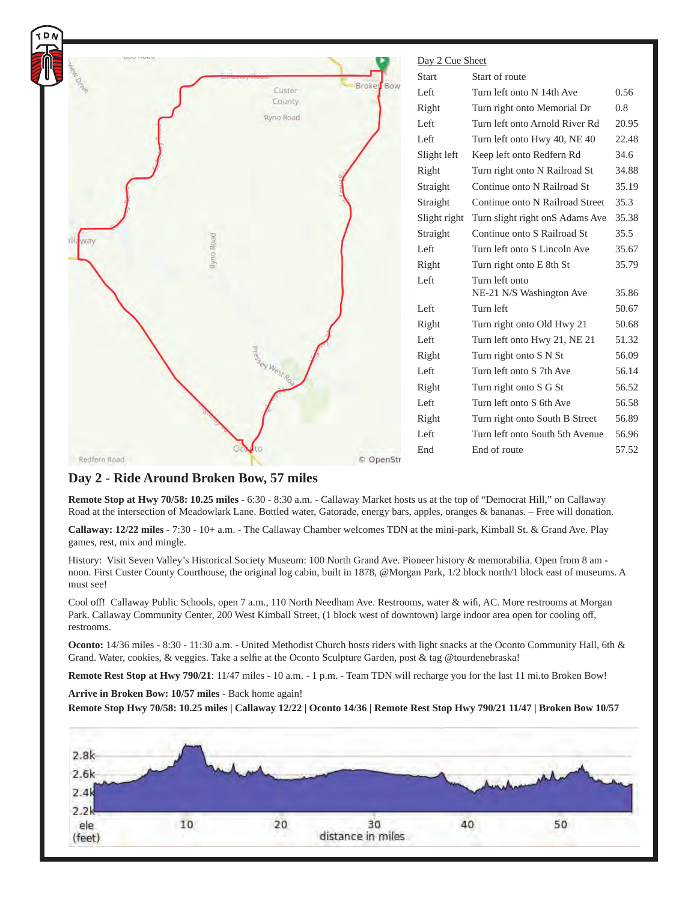## Day 2 Cue Sheet

| | | |
|---|---|---|
| Start | Start of route | |
| Left | Turn left onto N 14th Ave | 0.56 |
| Right | Turn right onto Memorial Dr | 0.8 |
| Left | Turn left onto Arnold River Rd | 20.95 |
| Left | Turn left onto Hwy 40, NE 40 | 22.48 |
| Slight left | Keep left onto Redfern Rd | 34.6 |
| Right | Turn right onto N Railroad St | 34.88 |
| Straight | Continue onto N Railroad St | 35.19 |
| Straight | Continue onto N Railroad Street | 35.3 |
| Slight right | Turn slight right onS Adams Ave | 35.38 |
| Straight | Continue onto S Railroad St | 35.5 |
| Left | Turn left onto S Lincoln Ave | 35.67 |
| Right | Turn right onto E 8th St | 35.79 |
| Left | Turn left onto NE-21 N/S Washington Ave | 35.86 |
| Left | Turn left | 50.67 |
| Right | Turn right onto Old Hwy 21 | 50.68 |
| Left | Turn left onto Hwy 21, NE 21 | 51.32 |
| Right | Turn right onto S N St | 56.09 |
| Left | Turn left onto S 7th Ave | 56.14 |
| Right | Turn right onto S G St | 56.52 |
| Left | Turn left onto S 6th Ave | 56.58 |
| Right | Turn right onto South B Street | 56.89 |
| Left | Turn left onto South 5th Avenue | 56.96 |
| End | End of route | 57.52 |

## Day 2 - Ride Around Broken Bow, 57 miles

**Remote Stop at Hwy 70/58: 10.25 miles** - 6:30 - 8:30 a.m. - Callaway Market hosts us at the top of "Democrat Hill," on Callaway Road at the intersection of Meadowlark Lane. Bottled water, Gatorade, energy bars, apples, oranges & bananas. – Free will donation.

**Callaway: 12/22 miles** - 7:30 - 10+ a.m. - The Callaway Chamber welcomes TDN at the mini-park, Kimball St. & Grand Ave. Play games, rest, mix and mingle.

History: Visit Seven Valley's Historical Society Museum: 100 North Grand Ave. Pioneer history & memorabilia. Open from 8 am - noon. First Custer County Courthouse, the original log cabin, built in 1878, @Morgan Park, 1/2 block north/1 block east of museums. A must see!

Cool off! Callaway Public Schools, open 7 a.m., 110 North Needham Ave. Restrooms, water & wifi, AC. More restrooms at Morgan Park. Callaway Community Center, 200 West Kimball Street, (1 block west of downtown) large indoor area open for cooling off, restrooms.

**Oconto:** 14/36 miles - 8:30 - 11:30 a.m. - United Methodist Church hosts riders with light snacks at the Oconto Community Hall, 6th & Grand. Water, cookies, & veggies. Take a selfie at the Oconto Sculpture Garden, post & tag @tourdenebraska!

**Remote Rest Stop at Hwy 790/21**: 11/47 miles - 10 a.m. - 1 p.m. - Team TDN will recharge you for the last 11 mi.to Broken Bow!

**Arrive in Broken Bow: 10/57 miles** - Back home again!

**Remote Stop Hwy 70/58: 10.25 miles | Callaway 12/22 | Oconto 14/36 | Remote Rest Stop Hwy 790/21 11/47 | Broken Bow 10/57**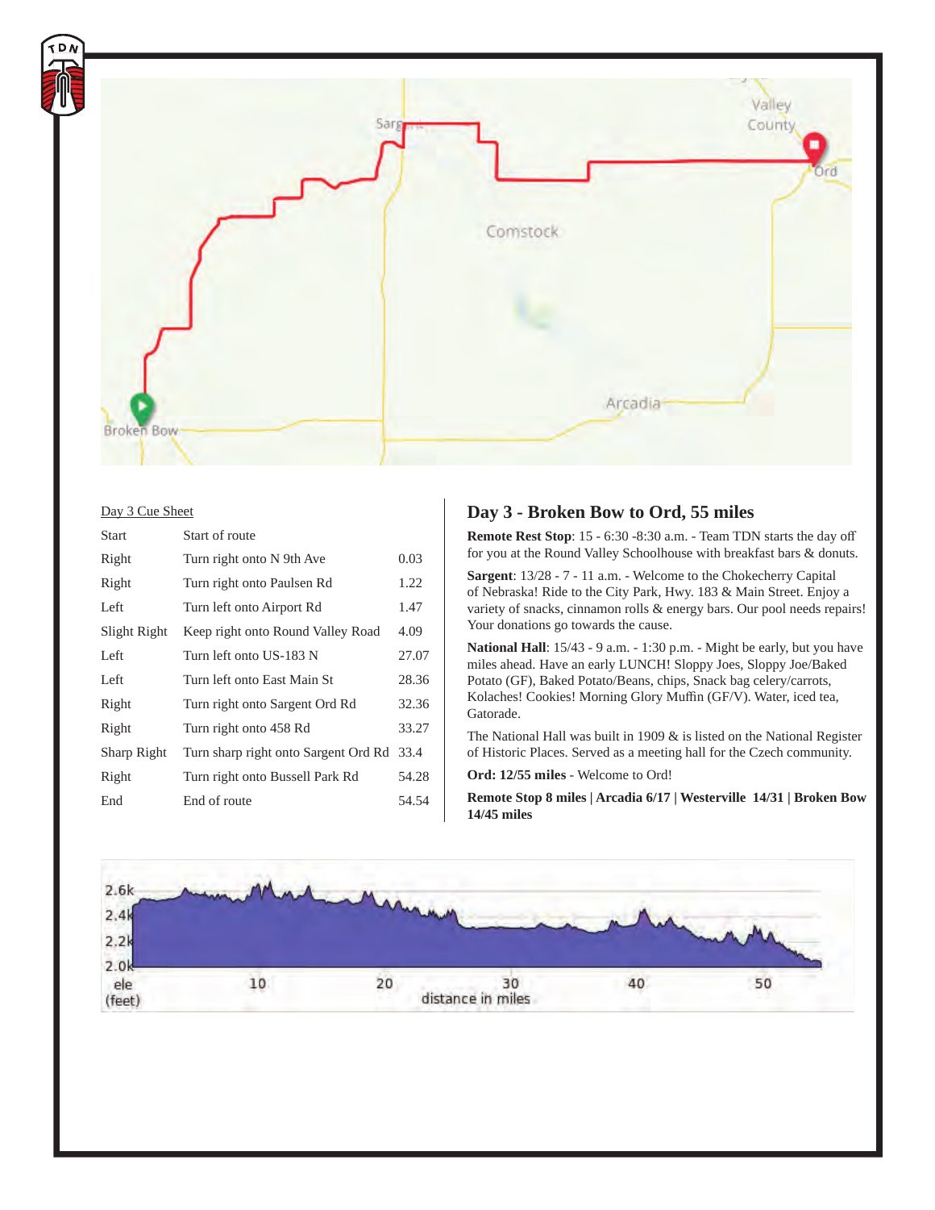Day 3 Cue Sheet

| | | |
|---|---|---|
| Start | Start of route | |
| Right | Turn right onto N 9th Ave | 0.03 |
| Right | Turn right onto Paulsen Rd | 1.22 |
| Left | Turn left onto Airport Rd | 1.47 |
| Slight Right | Keep right onto Round Valley Road | 4.09 |
| Left | Turn left onto US-183 N | 27.07 |
| Left | Turn left onto East Main St | 28.36 |
| Right | Turn right onto Sargent Ord Rd | 32.36 |
| Right | Turn right onto 458 Rd | 33.27 |
| Sharp Right | Turn sharp right onto Sargent Ord Rd | 33.4 |
| Right | Turn right onto Bussell Park Rd | 54.28 |
| End | End of route | 54.54 |

## Day 3 - Broken Bow to Ord, 55 miles

**Remote Rest Stop**: 15 - 6:30 -8:30 a.m. - Team TDN starts the day off for you at the Round Valley Schoolhouse with breakfast bars & donuts.

**Sargent**: 13/28 - 7 - 11 a.m. - Welcome to the Chokecherry Capital of Nebraska! Ride to the City Park, Hwy. 183 & Main Street. Enjoy a variety of snacks, cinnamon rolls & energy bars. Our pool needs repairs! Your donations go towards the cause.

**National Hall**: 15/43 - 9 a.m. - 1:30 p.m. - Might be early, but you have miles ahead. Have an early LUNCH! Sloppy Joes, Sloppy Joe/Baked Potato (GF), Baked Potato/Beans, chips, Snack bag celery/carrots, Kolaches! Cookies! Morning Glory Muffin (GF/V). Water, iced tea, Gatorade.

The National Hall was built in 1909 & is listed on the National Register of Historic Places. Served as a meeting hall for the Czech community.

**Ord: 12/55 miles** - Welcome to Ord!

**Remote Stop 8 miles | Arcadia 6/17 | Westerville 14/31 | Broken Bow 14/45 miles**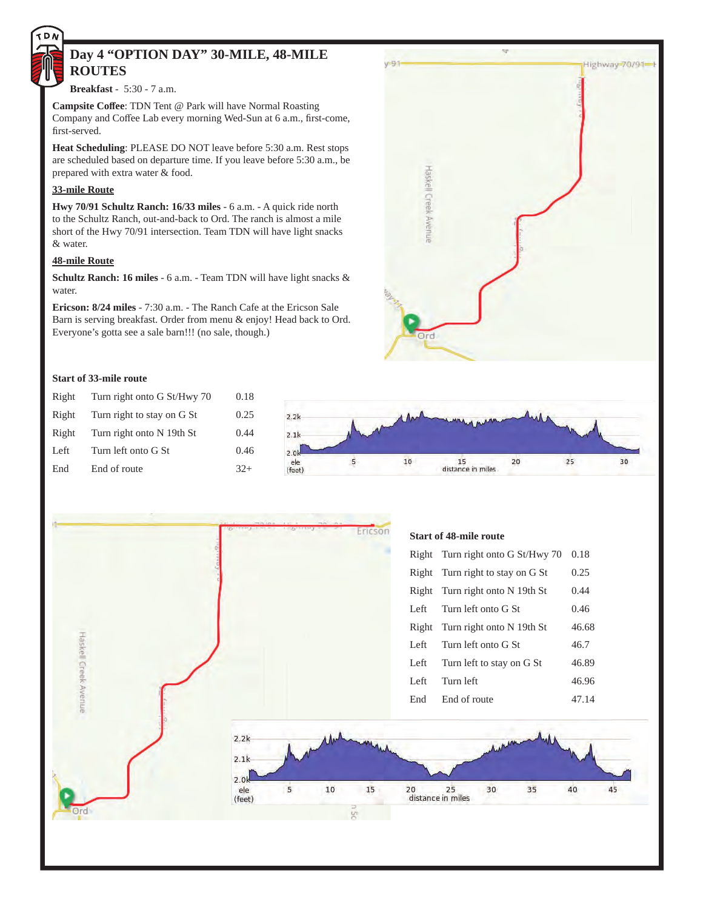# Day 4 "OPTION DAY" 30-MILE, 48-MILE ROUTES

**Breakfast** - 5:30 - 7 a.m.

**Campsite Coffee**: TDN Tent @ Park will have Normal Roasting Company and Coffee Lab every morning Wed-Sun at 6 a.m., first-come, first-served.

**Heat Scheduling**: PLEASE DO NOT leave before 5:30 a.m. Rest stops are scheduled based on departure time. If you leave before 5:30 a.m., be prepared with extra water & food.

**33-mile Route**

**Hwy 70/91 Schultz Ranch: 16/33 miles** - 6 a.m. - A quick ride north to the Schultz Ranch, out-and-back to Ord. The ranch is almost a mile short of the Hwy 70/91 intersection. Team TDN will have light snacks & water.

**48-mile Route**

**Schultz Ranch: 16 miles** - 6 a.m. - Team TDN will have light snacks & water.

**Ericson: 8/24 miles** - 7:30 a.m. - The Ranch Cafe at the Ericson Sale Barn is serving breakfast. Order from menu & enjoy! Head back to Ord. Everyone's gotta see a sale barn!!! (no sale, though.)

**Start of 33-mile route**

| | | |
|---|---|---|
| Right | Turn right onto G St/Hwy 70 | 0.18 |
| Right | Turn right to stay on G St | 0.25 |
| Right | Turn right onto N 19th St | 0.44 |
| Left | Turn left onto G St | 0.46 |
| End | End of route | 32+ |

**Start of 48-mile route**

| | | |
|---|---|---|
| Right | Turn right onto G St/Hwy 70 | 0.18 |
| Right | Turn right to stay on G St | 0.25 |
| Right | Turn right onto N 19th St | 0.44 |
| Left | Turn left onto G St | 0.46 |
| Right | Turn right onto N 19th St | 46.68 |
| Left | Turn left onto G St | 46.7 |
| Left | Turn left to stay on G St | 46.89 |
| Left | Turn left | 46.96 |
| End | End of route | 47.14 |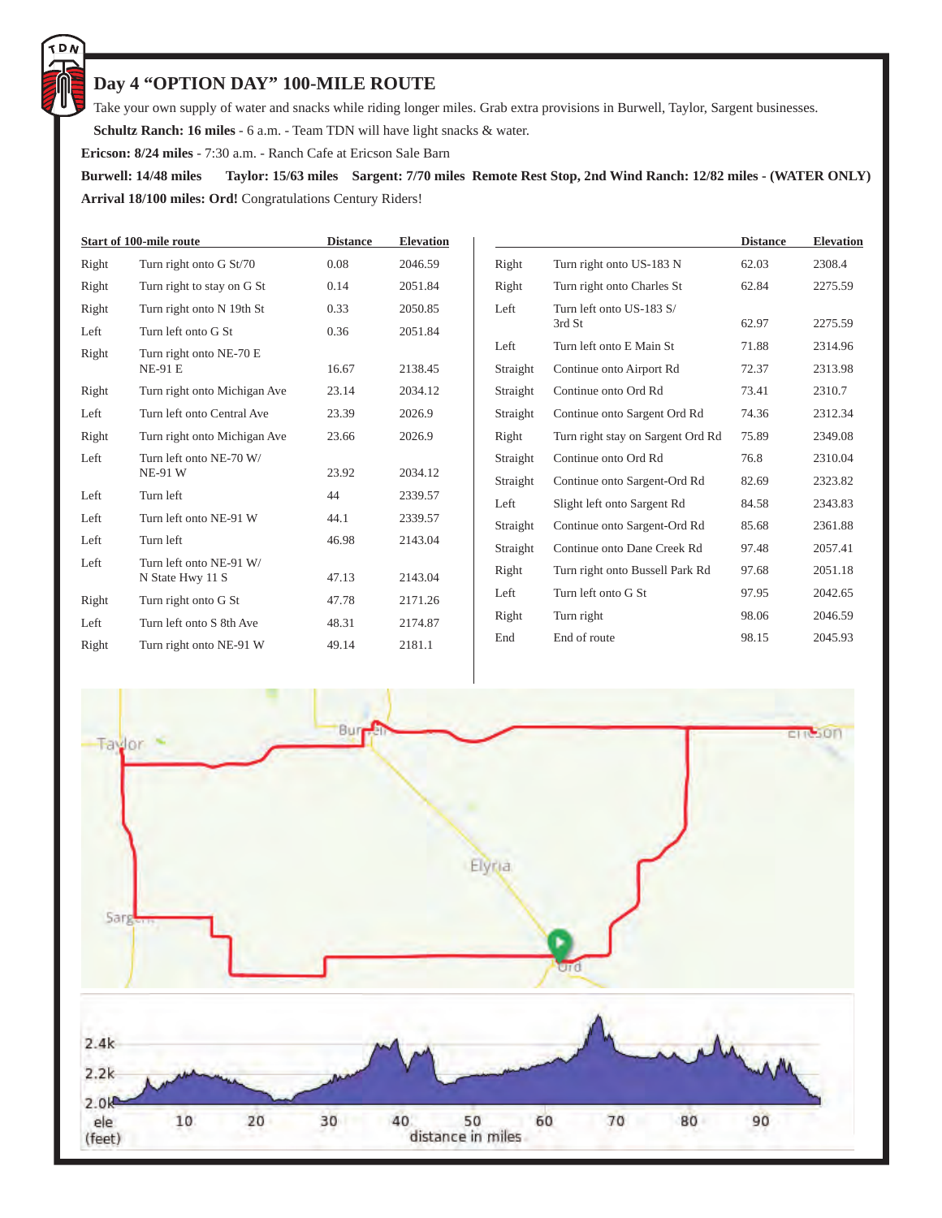## Day 4 "OPTION DAY" 100-MILE ROUTE

Take your own supply of water and snacks while riding longer miles. Grab extra provisions in Burwell, Taylor, Sargent businesses.

**Schultz Ranch: 16 miles** - 6 a.m. - Team TDN will have light snacks & water.

**Ericson: 8/24 miles** - 7:30 a.m. - Ranch Cafe at Ericson Sale Barn

**Burwell: 14/48 miles** **Taylor: 15/63 miles** **Sargent: 7/70 miles** **Remote Rest Stop, 2nd Wind Ranch: 12/82 miles - (WATER ONLY)**

**Arrival 18/100 miles: Ord!** Congratulations Century Riders!

| Start of 100-mile route | | Distance | Elevation |
|---|---|---|---|
| Right | Turn right onto G St/70 | 0.08 | 2046.59 |
| Right | Turn right to stay on G St | 0.14 | 2051.84 |
| Right | Turn right onto N 19th St | 0.33 | 2050.85 |
| Left | Turn left onto G St | 0.36 | 2051.84 |
| Right | Turn right onto NE-70 E NE-91 E | 16.67 | 2138.45 |
| Right | Turn right onto Michigan Ave | 23.14 | 2034.12 |
| Left | Turn left onto Central Ave | 23.39 | 2026.9 |
| Right | Turn right onto Michigan Ave | 23.66 | 2026.9 |
| Left | Turn left onto NE-70 W/ NE-91 W | 23.92 | 2034.12 |
| Left | Turn left | 44 | 2339.57 |
| Left | Turn left onto NE-91 W | 44.1 | 2339.57 |
| Left | Turn left | 46.98 | 2143.04 |
| Left | Turn left onto NE-91 W/ N State Hwy 11 S | 47.13 | 2143.04 |
| Right | Turn right onto G St | 47.78 | 2171.26 |
| Left | Turn left onto S 8th Ave | 48.31 | 2174.87 |
| Right | Turn right onto NE-91 W | 49.14 | 2181.1 |

| | | Distance | Elevation |
|---|---|---|---|
| Right | Turn right onto US-183 N | 62.03 | 2308.4 |
| Right | Turn right onto Charles St | 62.84 | 2275.59 |
| Left | Turn left onto US-183 S/ 3rd St | 62.97 | 2275.59 |
| Left | Turn left onto E Main St | 71.88 | 2314.96 |
| Straight | Continue onto Airport Rd | 72.37 | 2313.98 |
| Straight | Continue onto Ord Rd | 73.41 | 2310.7 |
| Straight | Continue onto Sargent Ord Rd | 74.36 | 2312.34 |
| Right | Turn right stay on Sargent Ord Rd | 75.89 | 2349.08 |
| Straight | Continue onto Ord Rd | 76.8 | 2310.04 |
| Straight | Continue onto Sargent-Ord Rd | 82.69 | 2323.82 |
| Left | Slight left onto Sargent Rd | 84.58 | 2343.83 |
| Straight | Continue onto Sargent-Ord Rd | 85.68 | 2361.88 |
| Straight | Continue onto Dane Creek Rd | 97.48 | 2057.41 |
| Right | Turn right onto Bussell Park Rd | 97.68 | 2051.18 |
| Left | Turn left onto G St | 97.95 | 2042.65 |
| Right | Turn right | 98.06 | 2046.59 |
| End | End of route | 98.15 | 2045.93 |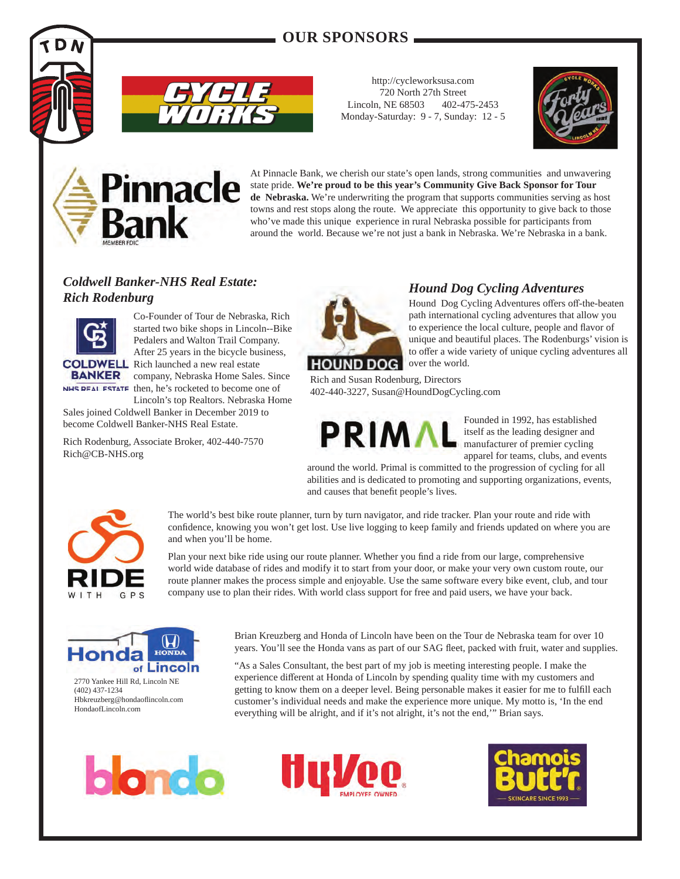## OUR SPONSORS

http://cycleworksusa.com
720 North 27th Street
Lincoln, NE 68503 402-475-2453
Monday-Saturday: 9 - 7, Sunday: 12 - 5

At Pinnacle Bank, we cherish our state's open lands, strong communities and unwavering state pride. **We're proud to be this year's Community Give Back Sponsor for Tour de Nebraska.** We're underwriting the program that supports communities serving as host towns and rest stops along the route. We appreciate this opportunity to give back to those who've made this unique experience in rural Nebraska possible for participants from around the world. Because we're not just a bank in Nebraska. We're Nebraska in a bank.

### *Coldwell Banker-NHS Real Estate: Rich Rodenburg*

Co-Founder of Tour de Nebraska, Rich started two bike shops in Lincoln--Bike Pedalers and Walton Trail Company. After 25 years in the bicycle business, Rich launched a new real estate company, Nebraska Home Sales. Since then, he's rocketed to become one of Lincoln's top Realtors. Nebraska Home Sales joined Coldwell Banker in December 2019 to become Coldwell Banker-NHS Real Estate.

Rich Rodenburg, Associate Broker, 402-440-7570
Rich@CB-NHS.org

### *Hound Dog Cycling Adventures*

Hound Dog Cycling Adventures offers off-the-beaten path international cycling adventures that allow you to experience the local culture, people and flavor of unique and beautiful places. The Rodenburgs' vision is to offer a wide variety of unique cycling adventures all over the world.

Rich and Susan Rodenburg, Directors
402-440-3227, Susan@HoundDogCycling.com

Founded in 1992, has established itself as the leading designer and manufacturer of premier cycling apparel for teams, clubs, and events around the world. Primal is committed to the progression of cycling for all abilities and is dedicated to promoting and supporting organizations, events, and causes that benefit people's lives.

The world's best bike route planner, turn by turn navigator, and ride tracker. Plan your route and ride with confidence, knowing you won't get lost. Use live logging to keep family and friends updated on where you are and when you'll be home.

Plan your next bike ride using our route planner. Whether you find a ride from our large, comprehensive world wide database of rides and modify it to start from your door, or make your very own custom route, our route planner makes the process simple and enjoyable. Use the same software every bike event, club, and tour company use to plan their rides. With world class support for free and paid users, we have your back.

2770 Yankee Hill Rd, Lincoln NE
(402) 437-1234
Hbkreuzberg@hondaoflincoln.com
HondaofLincoln.com

Brian Kreuzberg and Honda of Lincoln have been on the Tour de Nebraska team for over 10 years. You'll see the Honda vans as part of our SAG fleet, packed with fruit, water and supplies.

"As a Sales Consultant, the best part of my job is meeting interesting people. I make the experience different at Honda of Lincoln by spending quality time with my customers and getting to know them on a deeper level. Being personable makes it easier for me to fulfill each customer's individual needs and make the experience more unique. My motto is, 'In the end everything will be alright, and if it's not alright, it's not the end,'" Brian says.